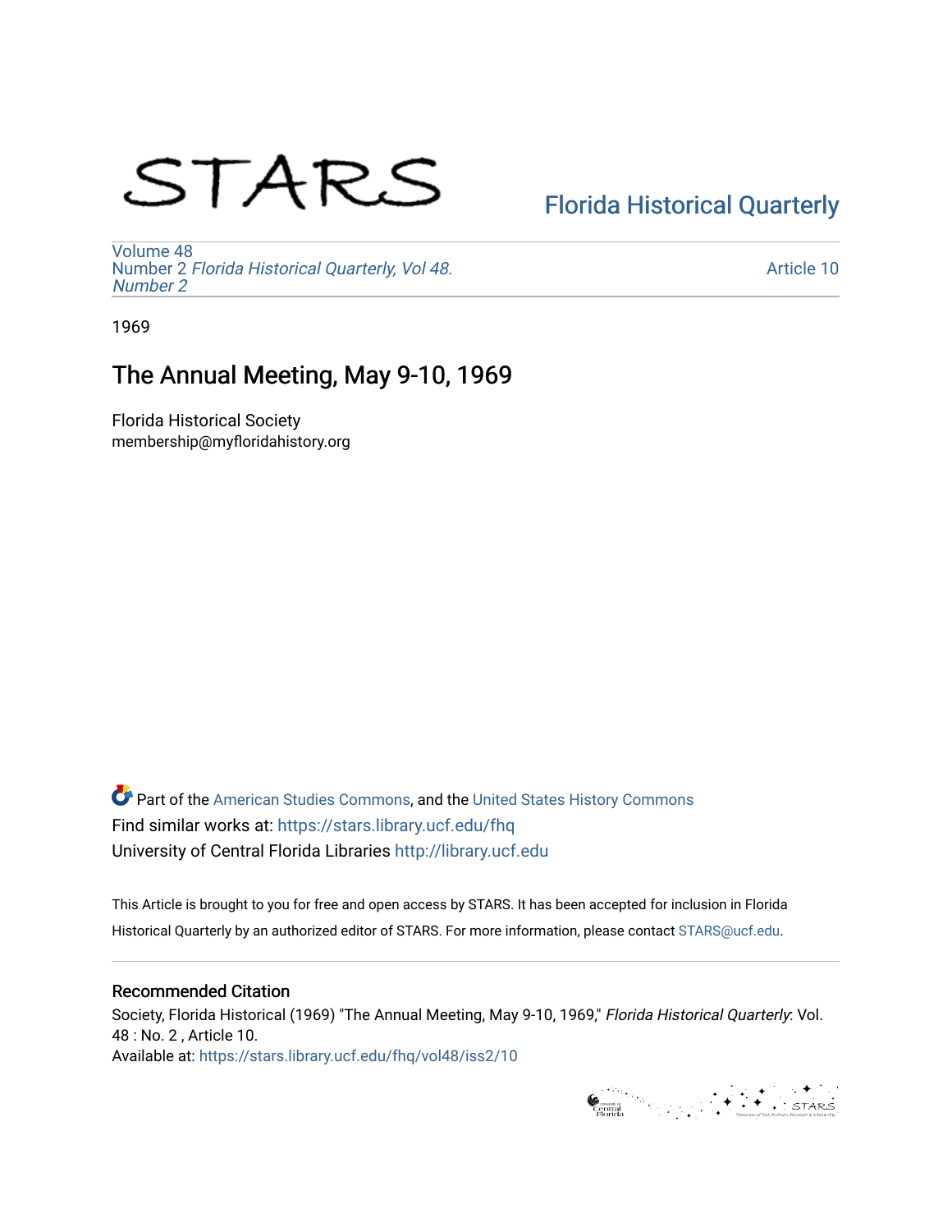STARS

Florida Historical Quarterly

Volume 48
Number 2 *Florida Historical Quarterly, Vol 48. Number 2*

Article 10

1969

# The Annual Meeting, May 9-10, 1969

Florida Historical Society
membership@myfloridahistory.org

Part of the American Studies Commons, and the United States History Commons
Find similar works at: https://stars.library.ucf.edu/fhq
University of Central Florida Libraries http://library.ucf.edu

This Article is brought to you for free and open access by STARS. It has been accepted for inclusion in Florida Historical Quarterly by an authorized editor of STARS. For more information, please contact STARS@ucf.edu.

## Recommended Citation

Society, Florida Historical (1969) "The Annual Meeting, May 9-10, 1969," *Florida Historical Quarterly*: Vol. 48 : No. 2 , Article 10.
Available at: https://stars.library.ucf.edu/fhq/vol48/iss2/10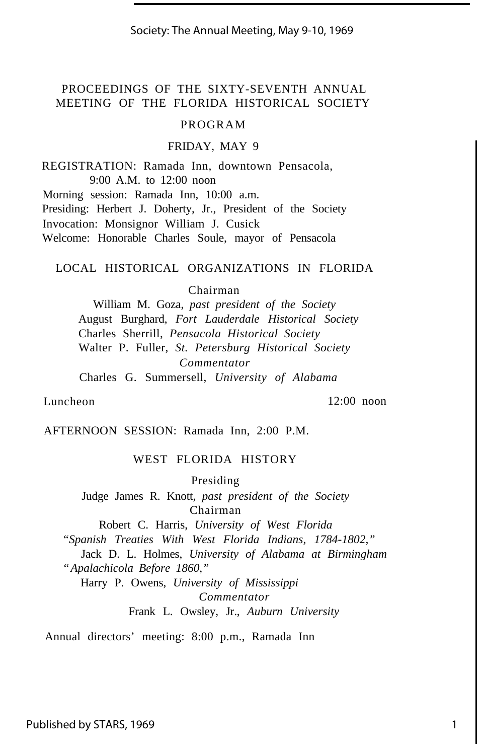# PROCEEDINGS OF THE SIXTY-SEVENTH ANNUAL MEETING OF THE FLORIDA HISTORICAL SOCIETY

## PROGRAM

### FRIDAY, MAY 9

REGISTRATION: Ramada Inn, downtown Pensacola, 9:00 A.M. to 12:00 noon

Morning session: Ramada Inn, 10:00 a.m.

Presiding: Herbert J. Doherty, Jr., President of the Society

Invocation: Monsignor William J. Cusick

Welcome: Honorable Charles Soule, mayor of Pensacola

#### LOCAL HISTORICAL ORGANIZATIONS IN FLORIDA

Chairman

William M. Goza, *past president of the Society*

August Burghard, *Fort Lauderdale Historical Society*

Charles Sherrill, *Pensacola Historical Society*

Walter P. Fuller, *St. Petersburg Historical Society*

*Commentator*

Charles G. Summersell, *University of Alabama*

Luncheon 12:00 noon

AFTERNOON SESSION: Ramada Inn, 2:00 P.M.

#### WEST FLORIDA HISTORY

Presiding

Judge James R. Knott, *past president of the Society*

Chairman

Robert C. Harris, *University of West Florida*

*"Spanish Treaties With West Florida Indians, 1784-1802,"*

Jack D. L. Holmes, *University of Alabama at Birmingham*

*"Apalachicola Before 1860,"*

Harry P. Owens, *University of Mississippi*

*Commentator*

Frank L. Owsley, Jr., *Auburn University*

Annual directors' meeting: 8:00 p.m., Ramada Inn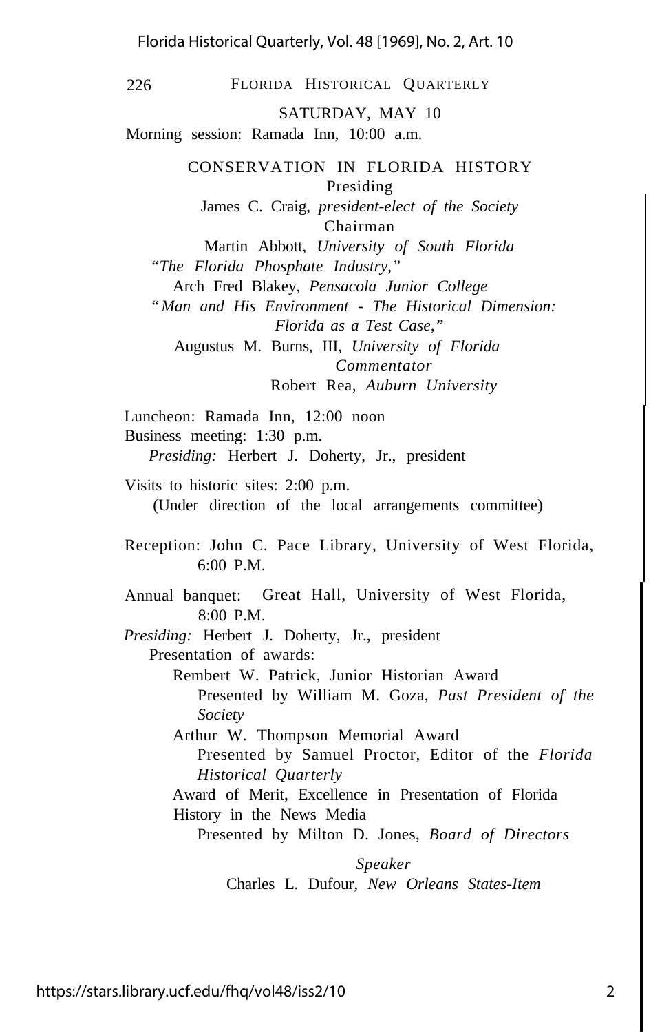SATURDAY, MAY 10

Morning session: Ramada Inn, 10:00 a.m.

CONSERVATION IN FLORIDA HISTORY

Presiding

James C. Craig, *president-elect of the Society*

Chairman

Martin Abbott, *University of South Florida*

*"The Florida Phosphate Industry,"*

Arch Fred Blakey, *Pensacola Junior College*

*"Man and His Environment - The Historical Dimension: Florida as a Test Case,"*

Augustus M. Burns, III, *University of Florida*

*Commentator*

Robert Rea, *Auburn University*

Luncheon: Ramada Inn, 12:00 noon

Business meeting: 1:30 p.m.

*Presiding:* Herbert J. Doherty, Jr., president

Visits to historic sites: 2:00 p.m.
(Under direction of the local arrangements committee)

Reception: John C. Pace Library, University of West Florida, 6:00 P.M.

Annual banquet: Great Hall, University of West Florida, 8:00 P.M.

*Presiding:* Herbert J. Doherty, Jr., president

Presentation of awards:

Rembert W. Patrick, Junior Historian Award
Presented by William M. Goza, *Past President of the Society*

Arthur W. Thompson Memorial Award
Presented by Samuel Proctor, Editor of the *Florida Historical Quarterly*

Award of Merit, Excellence in Presentation of Florida History in the News Media
Presented by Milton D. Jones, *Board of Directors*

*Speaker*

Charles L. Dufour, *New Orleans States-Item*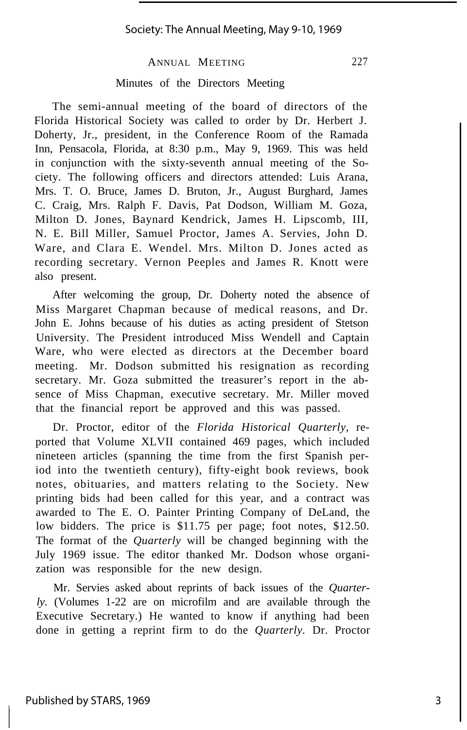## Minutes of the Directors Meeting

The semi-annual meeting of the board of directors of the Florida Historical Society was called to order by Dr. Herbert J. Doherty, Jr., president, in the Conference Room of the Ramada Inn, Pensacola, Florida, at 8:30 p.m., May 9, 1969. This was held in conjunction with the sixty-seventh annual meeting of the Society. The following officers and directors attended: Luis Arana, Mrs. T. O. Bruce, James D. Bruton, Jr., August Burghard, James C. Craig, Mrs. Ralph F. Davis, Pat Dodson, William M. Goza, Milton D. Jones, Baynard Kendrick, James H. Lipscomb, III, N. E. Bill Miller, Samuel Proctor, James A. Servies, John D. Ware, and Clara E. Wendel. Mrs. Milton D. Jones acted as recording secretary. Vernon Peeples and James R. Knott were also present.

After welcoming the group, Dr. Doherty noted the absence of Miss Margaret Chapman because of medical reasons, and Dr. John E. Johns because of his duties as acting president of Stetson University. The President introduced Miss Wendell and Captain Ware, who were elected as directors at the December board meeting. Mr. Dodson submitted his resignation as recording secretary. Mr. Goza submitted the treasurer's report in the absence of Miss Chapman, executive secretary. Mr. Miller moved that the financial report be approved and this was passed.

Dr. Proctor, editor of the *Florida Historical Quarterly,* reported that Volume XLVII contained 469 pages, which included nineteen articles (spanning the time from the first Spanish period into the twentieth century), fifty-eight book reviews, book notes, obituaries, and matters relating to the Society. New printing bids had been called for this year, and a contract was awarded to The E. O. Painter Printing Company of DeLand, the low bidders. The price is $11.75 per page; foot notes, $12.50. The format of the *Quarterly* will be changed beginning with the July 1969 issue. The editor thanked Mr. Dodson whose organization was responsible for the new design.

Mr. Servies asked about reprints of back issues of the *Quarterly.* (Volumes 1-22 are on microfilm and are available through the Executive Secretary.) He wanted to know if anything had been done in getting a reprint firm to do the *Quarterly*. Dr. Proctor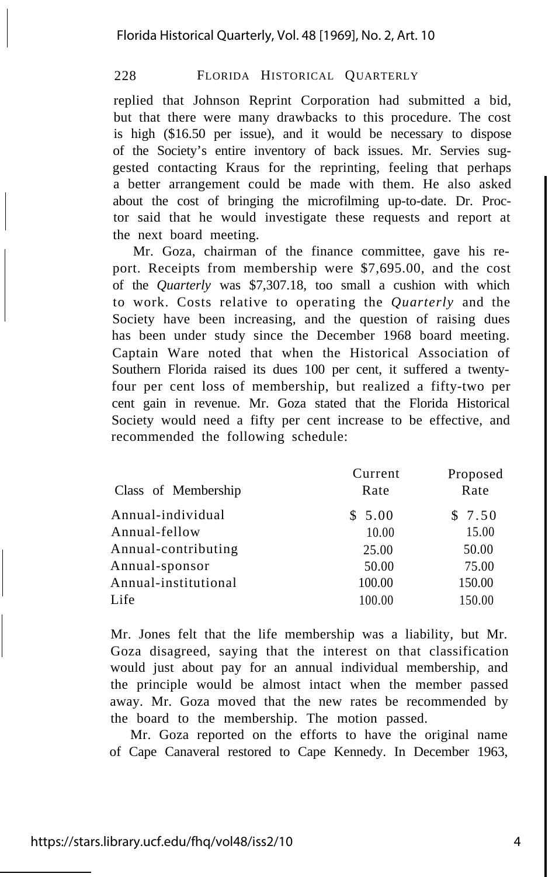replied that Johnson Reprint Corporation had submitted a bid, but that there were many drawbacks to this procedure. The cost is high ($16.50 per issue), and it would be necessary to dispose of the Society's entire inventory of back issues. Mr. Servies suggested contacting Kraus for the reprinting, feeling that perhaps a better arrangement could be made with them. He also asked about the cost of bringing the microfilming up-to-date. Dr. Proctor said that he would investigate these requests and report at the next board meeting.

Mr. Goza, chairman of the finance committee, gave his report. Receipts from membership were $7,695.00, and the cost of the *Quarterly* was $7,307.18, too small a cushion with which to work. Costs relative to operating the *Quarterly* and the Society have been increasing, and the question of raising dues has been under study since the December 1968 board meeting. Captain Ware noted that when the Historical Association of Southern Florida raised its dues 100 per cent, it suffered a twenty-four per cent loss of membership, but realized a fifty-two per cent gain in revenue. Mr. Goza stated that the Florida Historical Society would need a fifty per cent increase to be effective, and recommended the following schedule:

| Class of Membership | Current Rate | Proposed Rate |
|---|---|---|
| Annual-individual | $ 5.00 | $ 7.50 |
| Annual-fellow | 10.00 | 15.00 |
| Annual-contributing | 25.00 | 50.00 |
| Annual-sponsor | 50.00 | 75.00 |
| Annual-institutional | 100.00 | 150.00 |
| Life | 100.00 | 150.00 |

Mr. Jones felt that the life membership was a liability, but Mr. Goza disagreed, saying that the interest on that classification would just about pay for an annual individual membership, and the principle would be almost intact when the member passed away. Mr. Goza moved that the new rates be recommended by the board to the membership. The motion passed.

Mr. Goza reported on the efforts to have the original name of Cape Canaveral restored to Cape Kennedy. In December 1963,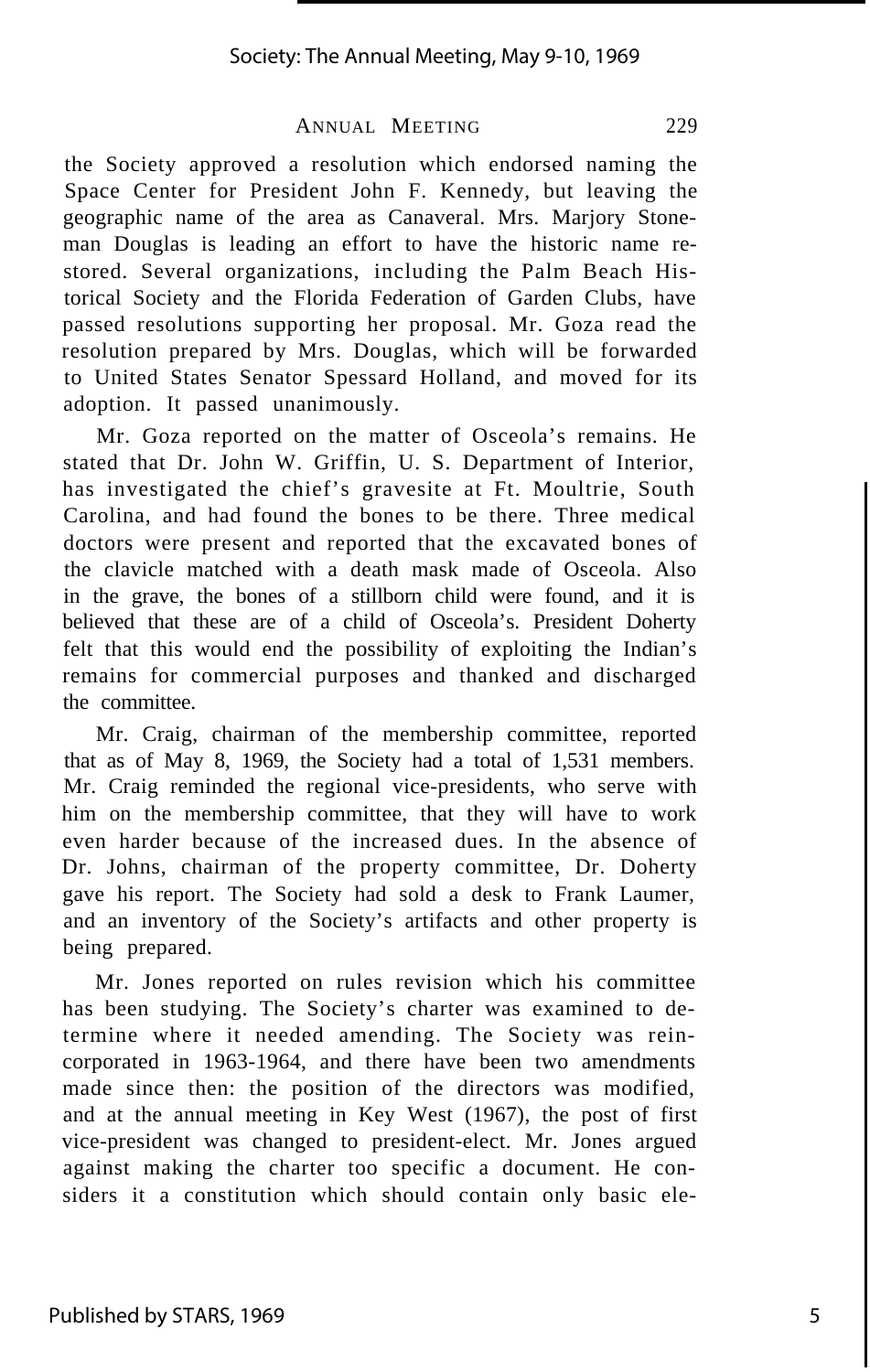the Society approved a resolution which endorsed naming the Space Center for President John F. Kennedy, but leaving the geographic name of the area as Canaveral. Mrs. Marjory Stoneman Douglas is leading an effort to have the historic name restored. Several organizations, including the Palm Beach Historical Society and the Florida Federation of Garden Clubs, have passed resolutions supporting her proposal. Mr. Goza read the resolution prepared by Mrs. Douglas, which will be forwarded to United States Senator Spessard Holland, and moved for its adoption. It passed unanimously.

Mr. Goza reported on the matter of Osceola's remains. He stated that Dr. John W. Griffin, U. S. Department of Interior, has investigated the chief's gravesite at Ft. Moultrie, South Carolina, and had found the bones to be there. Three medical doctors were present and reported that the excavated bones of the clavicle matched with a death mask made of Osceola. Also in the grave, the bones of a stillborn child were found, and it is believed that these are of a child of Osceola's. President Doherty felt that this would end the possibility of exploiting the Indian's remains for commercial purposes and thanked and discharged the committee.

Mr. Craig, chairman of the membership committee, reported that as of May 8, 1969, the Society had a total of 1,531 members. Mr. Craig reminded the regional vice-presidents, who serve with him on the membership committee, that they will have to work even harder because of the increased dues. In the absence of Dr. Johns, chairman of the property committee, Dr. Doherty gave his report. The Society had sold a desk to Frank Laumer, and an inventory of the Society's artifacts and other property is being prepared.

Mr. Jones reported on rules revision which his committee has been studying. The Society's charter was examined to determine where it needed amending. The Society was reincorporated in 1963-1964, and there have been two amendments made since then: the position of the directors was modified, and at the annual meeting in Key West (1967), the post of first vice-president was changed to president-elect. Mr. Jones argued against making the charter too specific a document. He considers it a constitution which should contain only basic ele-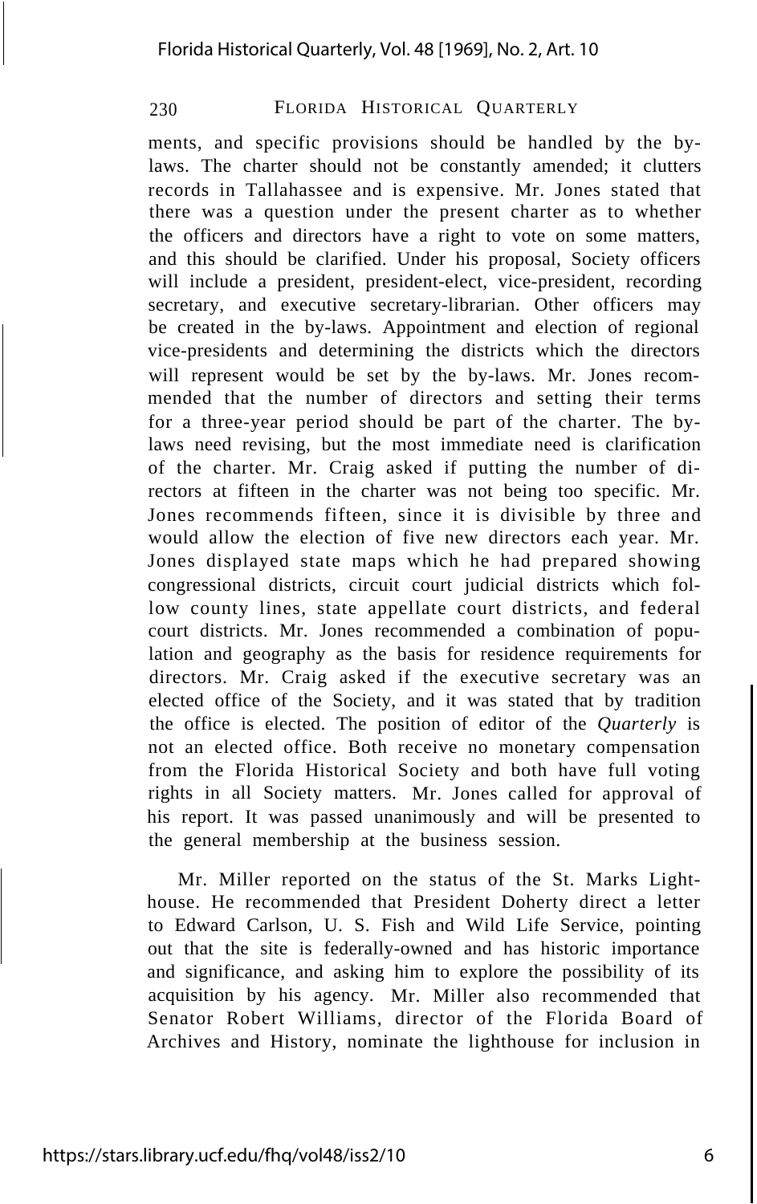ments, and specific provisions should be handled by the by-laws. The charter should not be constantly amended; it clutters records in Tallahassee and is expensive. Mr. Jones stated that there was a question under the present charter as to whether the officers and directors have a right to vote on some matters, and this should be clarified. Under his proposal, Society officers will include a president, president-elect, vice-president, recording secretary, and executive secretary-librarian. Other officers may be created in the by-laws. Appointment and election of regional vice-presidents and determining the districts which the directors will represent would be set by the by-laws. Mr. Jones recommended that the number of directors and setting their terms for a three-year period should be part of the charter. The by-laws need revising, but the most immediate need is clarification of the charter. Mr. Craig asked if putting the number of directors at fifteen in the charter was not being too specific. Mr. Jones recommends fifteen, since it is divisible by three and would allow the election of five new directors each year. Mr. Jones displayed state maps which he had prepared showing congressional districts, circuit court judicial districts which follow county lines, state appellate court districts, and federal court districts. Mr. Jones recommended a combination of population and geography as the basis for residence requirements for directors. Mr. Craig asked if the executive secretary was an elected office of the Society, and it was stated that by tradition the office is elected. The position of editor of the *Quarterly* is not an elected office. Both receive no monetary compensation from the Florida Historical Society and both have full voting rights in all Society matters. Mr. Jones called for approval of his report. It was passed unanimously and will be presented to the general membership at the business session.

Mr. Miller reported on the status of the St. Marks Lighthouse. He recommended that President Doherty direct a letter to Edward Carlson, U. S. Fish and Wild Life Service, pointing out that the site is federally-owned and has historic importance and significance, and asking him to explore the possibility of its acquisition by his agency. Mr. Miller also recommended that Senator Robert Williams, director of the Florida Board of Archives and History, nominate the lighthouse for inclusion in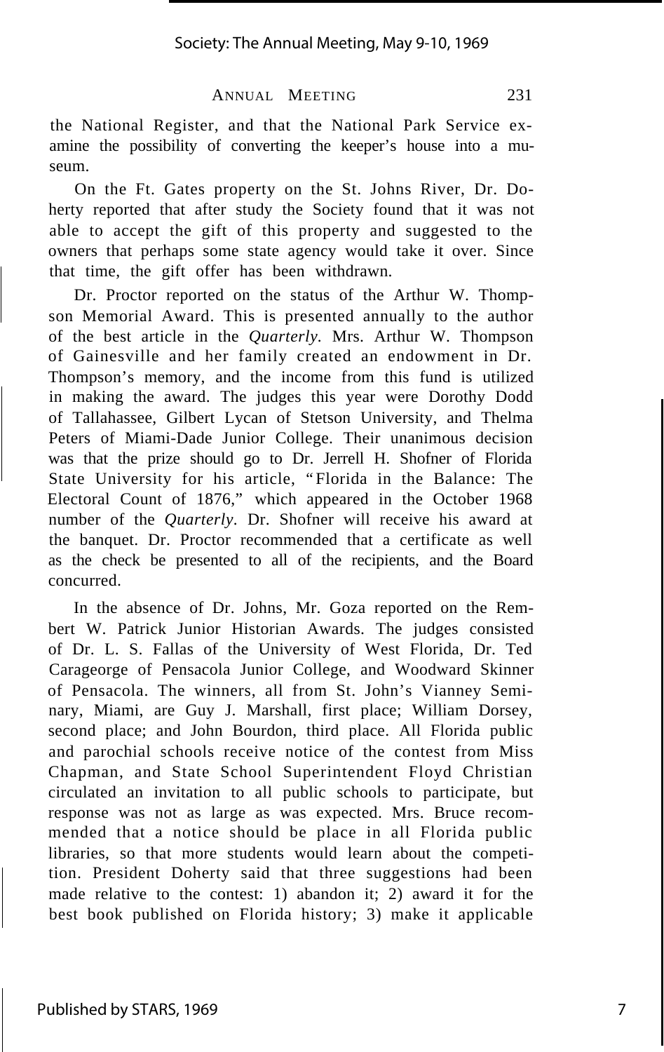the National Register, and that the National Park Service examine the possibility of converting the keeper's house into a museum.

On the Ft. Gates property on the St. Johns River, Dr. Doherty reported that after study the Society found that it was not able to accept the gift of this property and suggested to the owners that perhaps some state agency would take it over. Since that time, the gift offer has been withdrawn.

Dr. Proctor reported on the status of the Arthur W. Thompson Memorial Award. This is presented annually to the author of the best article in the *Quarterly*. Mrs. Arthur W. Thompson of Gainesville and her family created an endowment in Dr. Thompson's memory, and the income from this fund is utilized in making the award. The judges this year were Dorothy Dodd of Tallahassee, Gilbert Lycan of Stetson University, and Thelma Peters of Miami-Dade Junior College. Their unanimous decision was that the prize should go to Dr. Jerrell H. Shofner of Florida State University for his article, "Florida in the Balance: The Electoral Count of 1876," which appeared in the October 1968 number of the *Quarterly*. Dr. Shofner will receive his award at the banquet. Dr. Proctor recommended that a certificate as well as the check be presented to all of the recipients, and the Board concurred.

In the absence of Dr. Johns, Mr. Goza reported on the Rembert W. Patrick Junior Historian Awards. The judges consisted of Dr. L. S. Fallas of the University of West Florida, Dr. Ted Carageorge of Pensacola Junior College, and Woodward Skinner of Pensacola. The winners, all from St. John's Vianney Seminary, Miami, are Guy J. Marshall, first place; William Dorsey, second place; and John Bourdon, third place. All Florida public and parochial schools receive notice of the contest from Miss Chapman, and State School Superintendent Floyd Christian circulated an invitation to all public schools to participate, but response was not as large as was expected. Mrs. Bruce recommended that a notice should be place in all Florida public libraries, so that more students would learn about the competition. President Doherty said that three suggestions had been made relative to the contest: 1) abandon it; 2) award it for the best book published on Florida history; 3) make it applicable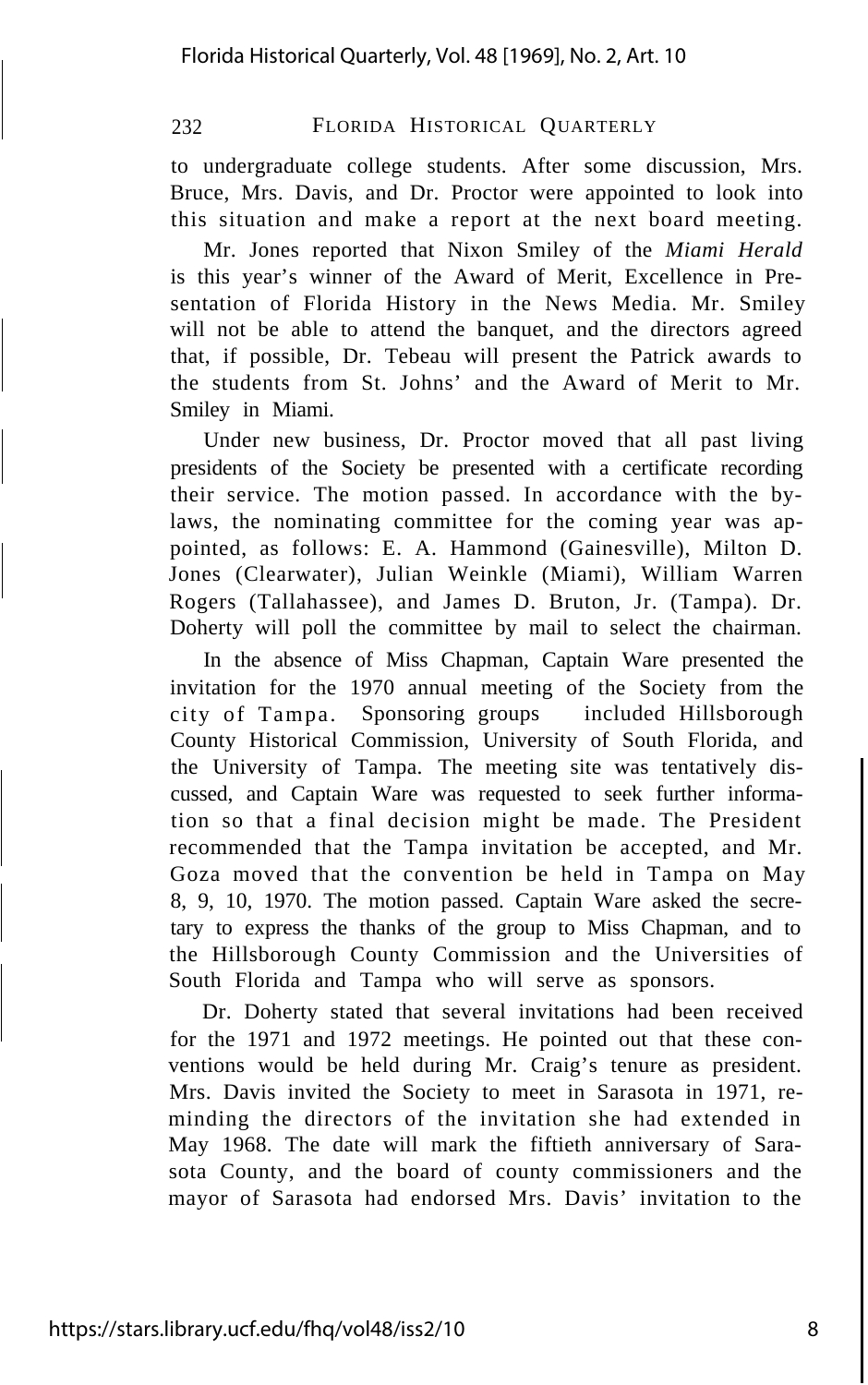to undergraduate college students. After some discussion, Mrs. Bruce, Mrs. Davis, and Dr. Proctor were appointed to look into this situation and make a report at the next board meeting.

Mr. Jones reported that Nixon Smiley of the *Miami Herald* is this year's winner of the Award of Merit, Excellence in Presentation of Florida History in the News Media. Mr. Smiley will not be able to attend the banquet, and the directors agreed that, if possible, Dr. Tebeau will present the Patrick awards to the students from St. Johns' and the Award of Merit to Mr. Smiley in Miami.

Under new business, Dr. Proctor moved that all past living presidents of the Society be presented with a certificate recording their service. The motion passed. In accordance with the bylaws, the nominating committee for the coming year was appointed, as follows: E. A. Hammond (Gainesville), Milton D. Jones (Clearwater), Julian Weinkle (Miami), William Warren Rogers (Tallahassee), and James D. Bruton, Jr. (Tampa). Dr. Doherty will poll the committee by mail to select the chairman.

In the absence of Miss Chapman, Captain Ware presented the invitation for the 1970 annual meeting of the Society from the city of Tampa. Sponsoring groups included Hillsborough County Historical Commission, University of South Florida, and the University of Tampa. The meeting site was tentatively discussed, and Captain Ware was requested to seek further information so that a final decision might be made. The President recommended that the Tampa invitation be accepted, and Mr. Goza moved that the convention be held in Tampa on May 8, 9, 10, 1970. The motion passed. Captain Ware asked the secretary to express the thanks of the group to Miss Chapman, and to the Hillsborough County Commission and the Universities of South Florida and Tampa who will serve as sponsors.

Dr. Doherty stated that several invitations had been received for the 1971 and 1972 meetings. He pointed out that these conventions would be held during Mr. Craig's tenure as president. Mrs. Davis invited the Society to meet in Sarasota in 1971, reminding the directors of the invitation she had extended in May 1968. The date will mark the fiftieth anniversary of Sarasota County, and the board of county commissioners and the mayor of Sarasota had endorsed Mrs. Davis' invitation to the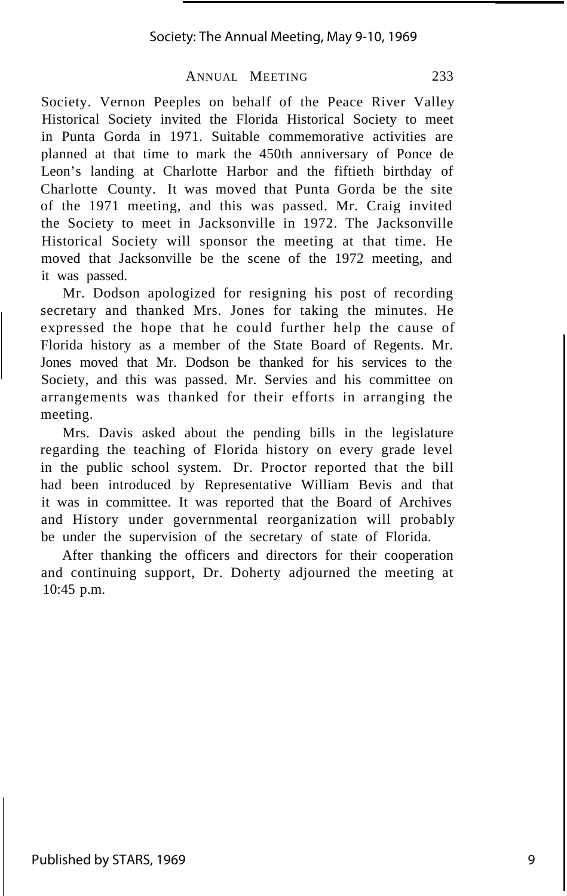Society. Vernon Peeples on behalf of the Peace River Valley Historical Society invited the Florida Historical Society to meet in Punta Gorda in 1971. Suitable commemorative activities are planned at that time to mark the 450th anniversary of Ponce de Leon's landing at Charlotte Harbor and the fiftieth birthday of Charlotte County. It was moved that Punta Gorda be the site of the 1971 meeting, and this was passed. Mr. Craig invited the Society to meet in Jacksonville in 1972. The Jacksonville Historical Society will sponsor the meeting at that time. He moved that Jacksonville be the scene of the 1972 meeting, and it was passed.

Mr. Dodson apologized for resigning his post of recording secretary and thanked Mrs. Jones for taking the minutes. He expressed the hope that he could further help the cause of Florida history as a member of the State Board of Regents. Mr. Jones moved that Mr. Dodson be thanked for his services to the Society, and this was passed. Mr. Servies and his committee on arrangements was thanked for their efforts in arranging the meeting.

Mrs. Davis asked about the pending bills in the legislature regarding the teaching of Florida history on every grade level in the public school system. Dr. Proctor reported that the bill had been introduced by Representative William Bevis and that it was in committee. It was reported that the Board of Archives and History under governmental reorganization will probably be under the supervision of the secretary of state of Florida.

After thanking the officers and directors for their cooperation and continuing support, Dr. Doherty adjourned the meeting at 10:45 p.m.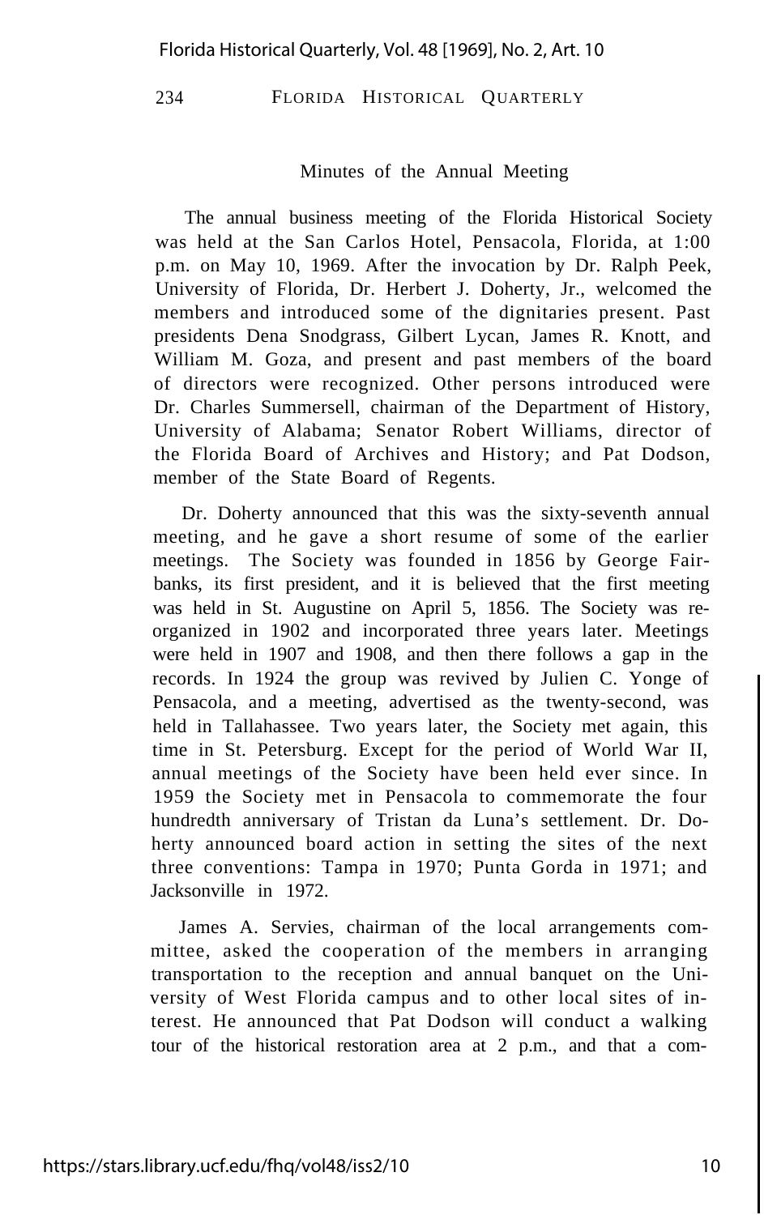## Minutes of the Annual Meeting

The annual business meeting of the Florida Historical Society was held at the San Carlos Hotel, Pensacola, Florida, at 1:00 p.m. on May 10, 1969. After the invocation by Dr. Ralph Peek, University of Florida, Dr. Herbert J. Doherty, Jr., welcomed the members and introduced some of the dignitaries present. Past presidents Dena Snodgrass, Gilbert Lycan, James R. Knott, and William M. Goza, and present and past members of the board of directors were recognized. Other persons introduced were Dr. Charles Summersell, chairman of the Department of History, University of Alabama; Senator Robert Williams, director of the Florida Board of Archives and History; and Pat Dodson, member of the State Board of Regents.

Dr. Doherty announced that this was the sixty-seventh annual meeting, and he gave a short resume of some of the earlier meetings. The Society was founded in 1856 by George Fairbanks, its first president, and it is believed that the first meeting was held in St. Augustine on April 5, 1856. The Society was reorganized in 1902 and incorporated three years later. Meetings were held in 1907 and 1908, and then there follows a gap in the records. In 1924 the group was revived by Julien C. Yonge of Pensacola, and a meeting, advertised as the twenty-second, was held in Tallahassee. Two years later, the Society met again, this time in St. Petersburg. Except for the period of World War II, annual meetings of the Society have been held ever since. In 1959 the Society met in Pensacola to commemorate the four hundredth anniversary of Tristan da Luna's settlement. Dr. Doherty announced board action in setting the sites of the next three conventions: Tampa in 1970; Punta Gorda in 1971; and Jacksonville in 1972.

James A. Servies, chairman of the local arrangements committee, asked the cooperation of the members in arranging transportation to the reception and annual banquet on the University of West Florida campus and to other local sites of interest. He announced that Pat Dodson will conduct a walking tour of the historical restoration area at 2 p.m., and that a com-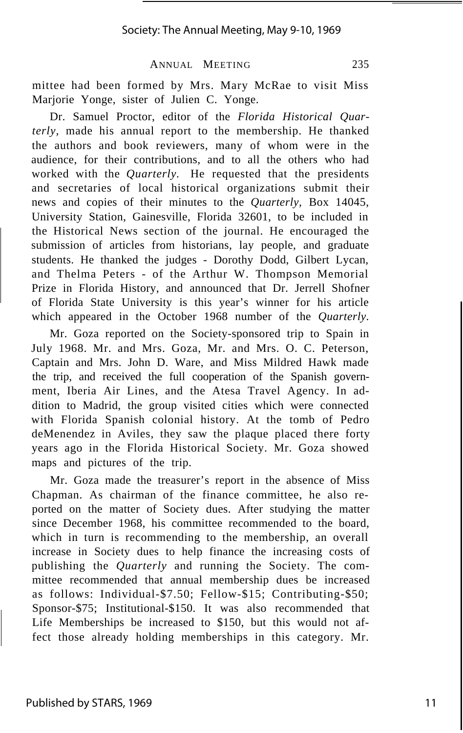mittee had been formed by Mrs. Mary McRae to visit Miss Marjorie Yonge, sister of Julien C. Yonge.

Dr. Samuel Proctor, editor of the *Florida Historical Quarterly,* made his annual report to the membership. He thanked the authors and book reviewers, many of whom were in the audience, for their contributions, and to all the others who had worked with the *Quarterly.* He requested that the presidents and secretaries of local historical organizations submit their news and copies of their minutes to the *Quarterly,* Box 14045, University Station, Gainesville, Florida 32601, to be included in the Historical News section of the journal. He encouraged the submission of articles from historians, lay people, and graduate students. He thanked the judges - Dorothy Dodd, Gilbert Lycan, and Thelma Peters - of the Arthur W. Thompson Memorial Prize in Florida History, and announced that Dr. Jerrell Shofner of Florida State University is this year's winner for his article which appeared in the October 1968 number of the *Quarterly.*

Mr. Goza reported on the Society-sponsored trip to Spain in July 1968. Mr. and Mrs. Goza, Mr. and Mrs. O. C. Peterson, Captain and Mrs. John D. Ware, and Miss Mildred Hawk made the trip, and received the full cooperation of the Spanish government, Iberia Air Lines, and the Atesa Travel Agency. In addition to Madrid, the group visited cities which were connected with Florida Spanish colonial history. At the tomb of Pedro deMenendez in Aviles, they saw the plaque placed there forty years ago in the Florida Historical Society. Mr. Goza showed maps and pictures of the trip.

Mr. Goza made the treasurer's report in the absence of Miss Chapman. As chairman of the finance committee, he also reported on the matter of Society dues. After studying the matter since December 1968, his committee recommended to the board, which in turn is recommending to the membership, an overall increase in Society dues to help finance the increasing costs of publishing the *Quarterly* and running the Society. The committee recommended that annual membership dues be increased as follows: Individual-$7.50; Fellow-$15; Contributing-$50; Sponsor-$75; Institutional-$150. It was also recommended that Life Memberships be increased to $150, but this would not affect those already holding memberships in this category. Mr.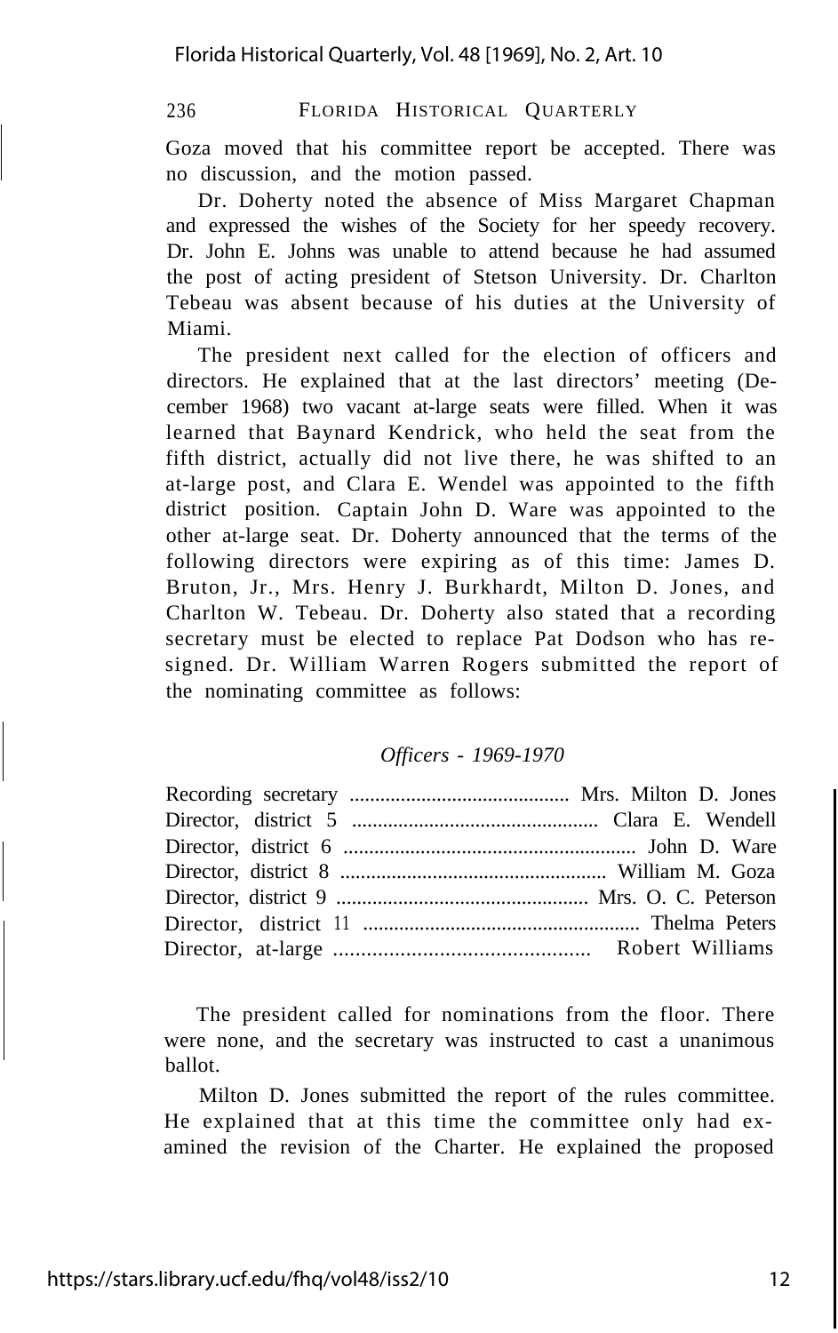Goza moved that his committee report be accepted. There was no discussion, and the motion passed.

Dr. Doherty noted the absence of Miss Margaret Chapman and expressed the wishes of the Society for her speedy recovery. Dr. John E. Johns was unable to attend because he had assumed the post of acting president of Stetson University. Dr. Charlton Tebeau was absent because of his duties at the University of Miami.

The president next called for the election of officers and directors. He explained that at the last directors' meeting (December 1968) two vacant at-large seats were filled. When it was learned that Baynard Kendrick, who held the seat from the fifth district, actually did not live there, he was shifted to an at-large post, and Clara E. Wendel was appointed to the fifth district position. Captain John D. Ware was appointed to the other at-large seat. Dr. Doherty announced that the terms of the following directors were expiring as of this time: James D. Bruton, Jr., Mrs. Henry J. Burkhardt, Milton D. Jones, and Charlton W. Tebeau. Dr. Doherty also stated that a recording secretary must be elected to replace Pat Dodson who has resigned. Dr. William Warren Rogers submitted the report of the nominating committee as follows:

*Officers - 1969-1970*

Recording secretary .......................................... Mrs. Milton D. Jones
Director, district 5 ............................................... Clara E. Wendell
Director, district 6 ........................................................ John D. Ware
Director, district 8 ................................................... William M. Goza
Director, district 9 ................................................ Mrs. O. C. Peterson
Director, district 11 ..................................................... Thelma Peters
Director, at-large .............................................. Robert Williams

The president called for nominations from the floor. There were none, and the secretary was instructed to cast a unanimous ballot.

Milton D. Jones submitted the report of the rules committee. He explained that at this time the committee only had examined the revision of the Charter. He explained the proposed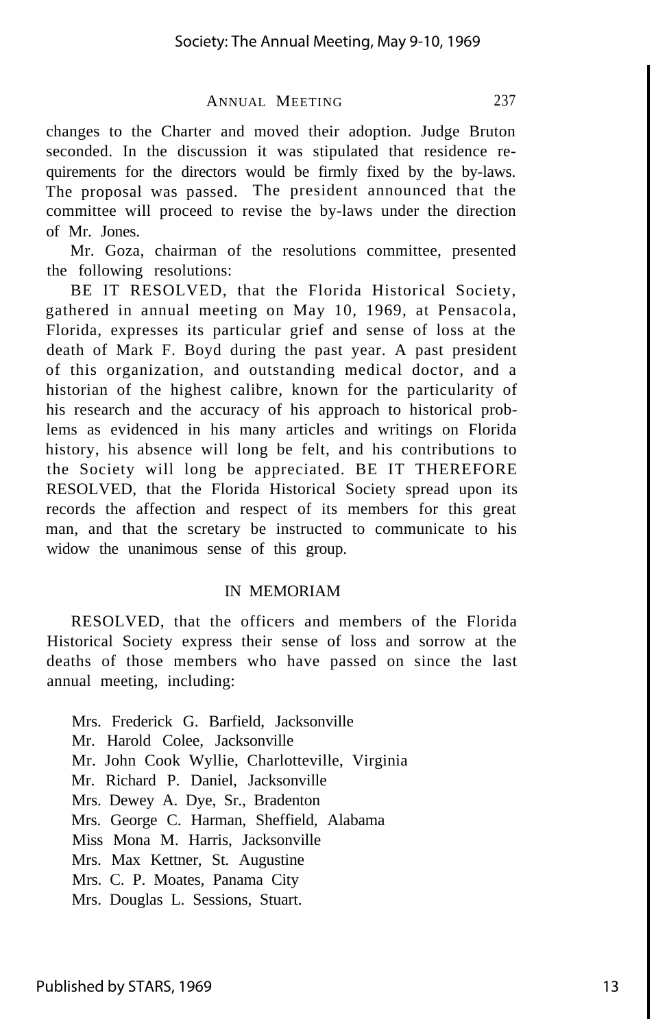changes to the Charter and moved their adoption. Judge Bruton seconded. In the discussion it was stipulated that residence requirements for the directors would be firmly fixed by the by-laws. The proposal was passed. The president announced that the committee will proceed to revise the by-laws under the direction of Mr. Jones.

Mr. Goza, chairman of the resolutions committee, presented the following resolutions:

BE IT RESOLVED, that the Florida Historical Society, gathered in annual meeting on May 10, 1969, at Pensacola, Florida, expresses its particular grief and sense of loss at the death of Mark F. Boyd during the past year. A past president of this organization, and outstanding medical doctor, and a historian of the highest calibre, known for the particularity of his research and the accuracy of his approach to historical problems as evidenced in his many articles and writings on Florida history, his absence will long be felt, and his contributions to the Society will long be appreciated. BE IT THEREFORE RESOLVED, that the Florida Historical Society spread upon its records the affection and respect of its members for this great man, and that the scretary be instructed to communicate to his widow the unanimous sense of this group.

## IN MEMORIAM

RESOLVED, that the officers and members of the Florida Historical Society express their sense of loss and sorrow at the deaths of those members who have passed on since the last annual meeting, including:

Mrs. Frederick G. Barfield, Jacksonville
Mr. Harold Colee, Jacksonville
Mr. John Cook Wyllie, Charlotteville, Virginia
Mr. Richard P. Daniel, Jacksonville
Mrs. Dewey A. Dye, Sr., Bradenton
Mrs. George C. Harman, Sheffield, Alabama
Miss Mona M. Harris, Jacksonville
Mrs. Max Kettner, St. Augustine
Mrs. C. P. Moates, Panama City
Mrs. Douglas L. Sessions, Stuart.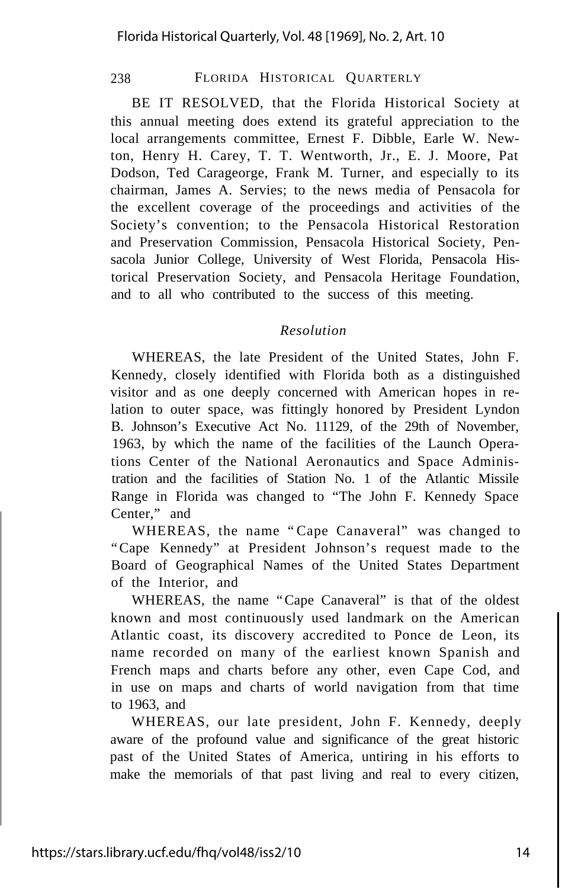BE IT RESOLVED, that the Florida Historical Society at this annual meeting does extend its grateful appreciation to the local arrangements committee, Ernest F. Dibble, Earle W. Newton, Henry H. Carey, T. T. Wentworth, Jr., E. J. Moore, Pat Dodson, Ted Carageorge, Frank M. Turner, and especially to its chairman, James A. Servies; to the news media of Pensacola for the excellent coverage of the proceedings and activities of the Society's convention; to the Pensacola Historical Restoration and Preservation Commission, Pensacola Historical Society, Pensacola Junior College, University of West Florida, Pensacola Historical Preservation Society, and Pensacola Heritage Foundation, and to all who contributed to the success of this meeting.

### *Resolution*

WHEREAS, the late President of the United States, John F. Kennedy, closely identified with Florida both as a distinguished visitor and as one deeply concerned with American hopes in relation to outer space, was fittingly honored by President Lyndon B. Johnson's Executive Act No. 11129, of the 29th of November, 1963, by which the name of the facilities of the Launch Operations Center of the National Aeronautics and Space Administration and the facilities of Station No. 1 of the Atlantic Missile Range in Florida was changed to "The John F. Kennedy Space Center," and

WHEREAS, the name "Cape Canaveral" was changed to "Cape Kennedy" at President Johnson's request made to the Board of Geographical Names of the United States Department of the Interior, and

WHEREAS, the name "Cape Canaveral" is that of the oldest known and most continuously used landmark on the American Atlantic coast, its discovery accredited to Ponce de Leon, its name recorded on many of the earliest known Spanish and French maps and charts before any other, even Cape Cod, and in use on maps and charts of world navigation from that time to 1963, and

WHEREAS, our late president, John F. Kennedy, deeply aware of the profound value and significance of the great historic past of the United States of America, untiring in his efforts to make the memorials of that past living and real to every citizen,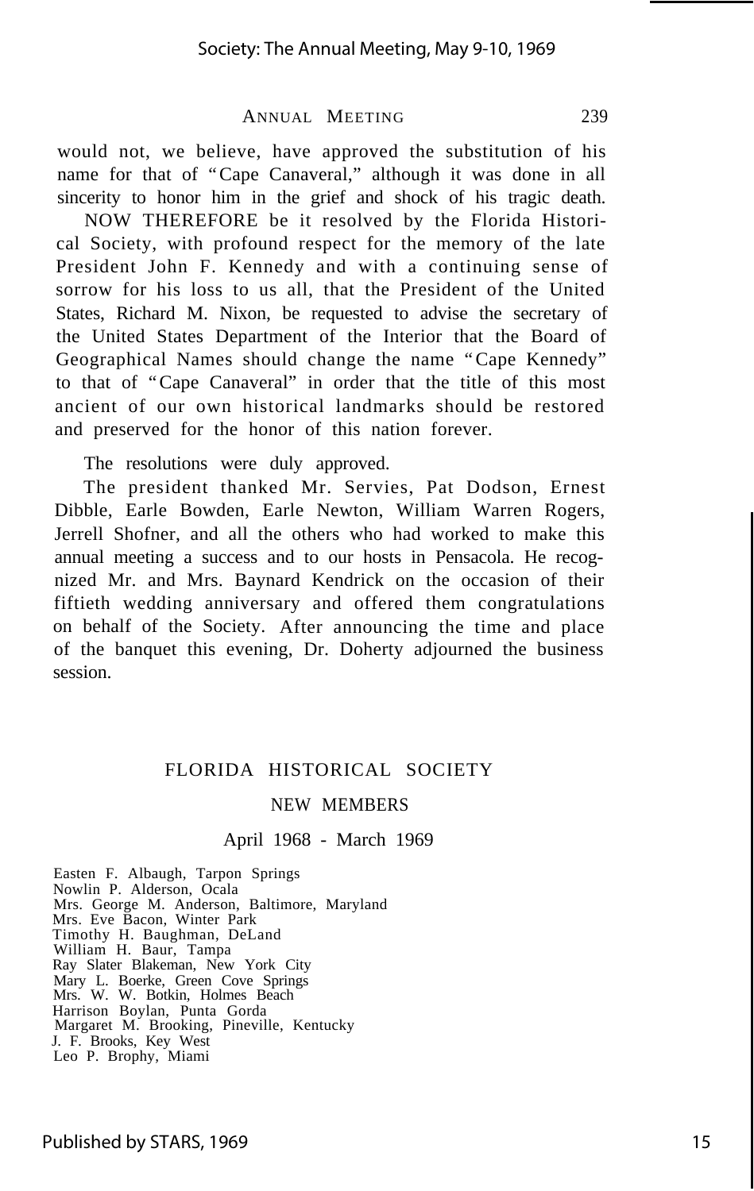would not, we believe, have approved the substitution of his name for that of "Cape Canaveral," although it was done in all sincerity to honor him in the grief and shock of his tragic death.

NOW THEREFORE be it resolved by the Florida Historical Society, with profound respect for the memory of the late President John F. Kennedy and with a continuing sense of sorrow for his loss to us all, that the President of the United States, Richard M. Nixon, be requested to advise the secretary of the United States Department of the Interior that the Board of Geographical Names should change the name "Cape Kennedy" to that of "Cape Canaveral" in order that the title of this most ancient of our own historical landmarks should be restored and preserved for the honor of this nation forever.

The resolutions were duly approved.

The president thanked Mr. Servies, Pat Dodson, Ernest Dibble, Earle Bowden, Earle Newton, William Warren Rogers, Jerrell Shofner, and all the others who had worked to make this annual meeting a success and to our hosts in Pensacola. He recognized Mr. and Mrs. Baynard Kendrick on the occasion of their fiftieth wedding anniversary and offered them congratulations on behalf of the Society. After announcing the time and place of the banquet this evening, Dr. Doherty adjourned the business session.

## FLORIDA HISTORICAL SOCIETY

### NEW MEMBERS

April 1968 - March 1969

Easten F. Albaugh, Tarpon Springs
Nowlin P. Alderson, Ocala
Mrs. George M. Anderson, Baltimore, Maryland
Mrs. Eve Bacon, Winter Park
Timothy H. Baughman, DeLand
William H. Baur, Tampa
Ray Slater Blakeman, New York City
Mary L. Boerke, Green Cove Springs
Mrs. W. W. Botkin, Holmes Beach
Harrison Boylan, Punta Gorda
Margaret M. Brooking, Pineville, Kentucky
J. F. Brooks, Key West
Leo P. Brophy, Miami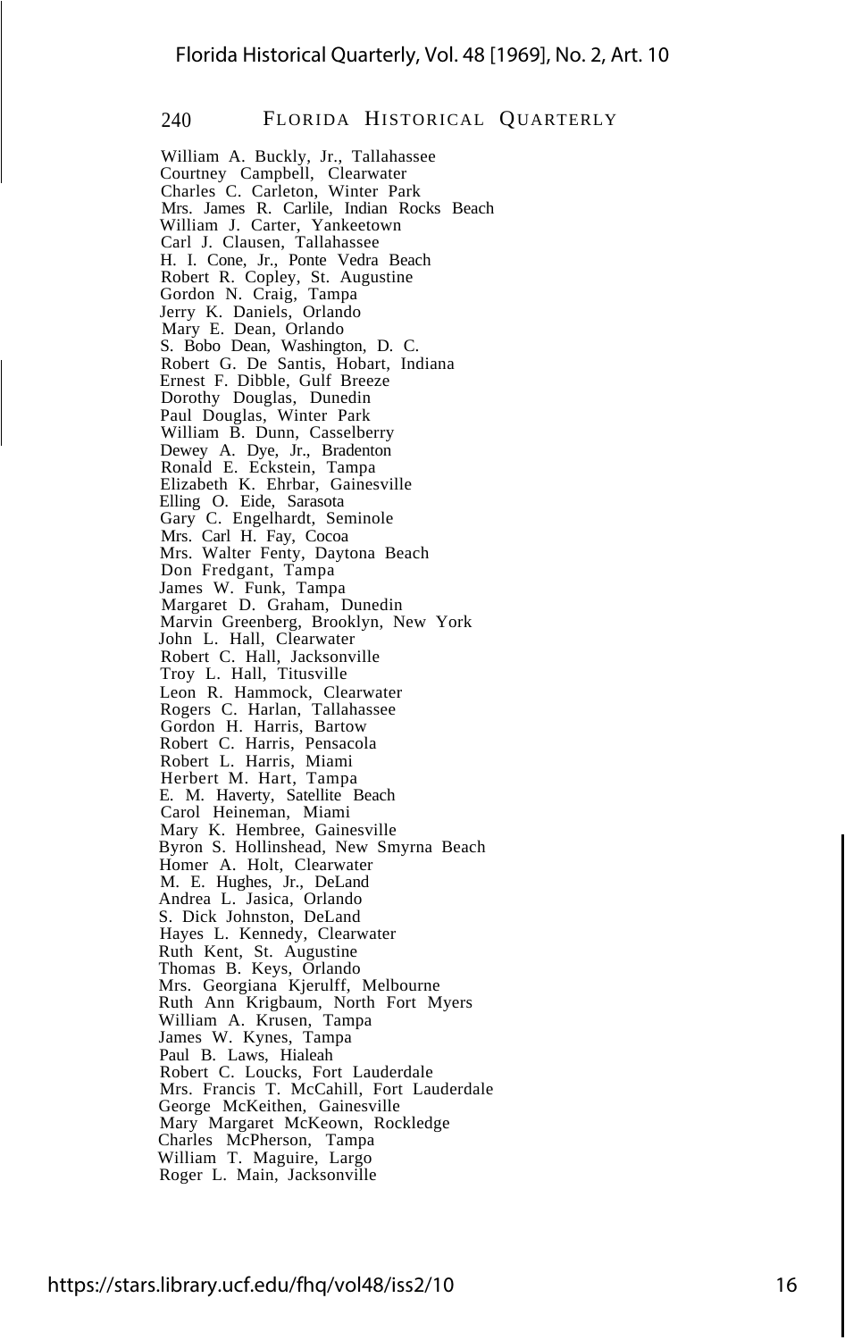William A. Buckly, Jr., Tallahassee
Courtney Campbell, Clearwater
Charles C. Carleton, Winter Park
Mrs. James R. Carlile, Indian Rocks Beach
William J. Carter, Yankeetown
Carl J. Clausen, Tallahassee
H. I. Cone, Jr., Ponte Vedra Beach
Robert R. Copley, St. Augustine
Gordon N. Craig, Tampa
Jerry K. Daniels, Orlando
Mary E. Dean, Orlando
S. Bobo Dean, Washington, D. C.
Robert G. De Santis, Hobart, Indiana
Ernest F. Dibble, Gulf Breeze
Dorothy Douglas, Dunedin
Paul Douglas, Winter Park
William B. Dunn, Casselberry
Dewey A. Dye, Jr., Bradenton
Ronald E. Eckstein, Tampa
Elizabeth K. Ehrbar, Gainesville
Elling O. Eide, Sarasota
Gary C. Engelhardt, Seminole
Mrs. Carl H. Fay, Cocoa
Mrs. Walter Fenty, Daytona Beach
Don Fredgant, Tampa
James W. Funk, Tampa
Margaret D. Graham, Dunedin
Marvin Greenberg, Brooklyn, New York
John L. Hall, Clearwater
Robert C. Hall, Jacksonville
Troy L. Hall, Titusville
Leon R. Hammock, Clearwater
Rogers C. Harlan, Tallahassee
Gordon H. Harris, Bartow
Robert C. Harris, Pensacola
Robert L. Harris, Miami
Herbert M. Hart, Tampa
E. M. Haverty, Satellite Beach
Carol Heineman, Miami
Mary K. Hembree, Gainesville
Byron S. Hollinshead, New Smyrna Beach
Homer A. Holt, Clearwater
M. E. Hughes, Jr., DeLand
Andrea L. Jasica, Orlando
S. Dick Johnston, DeLand
Hayes L. Kennedy, Clearwater
Ruth Kent, St. Augustine
Thomas B. Keys, Orlando
Mrs. Georgiana Kjerulff, Melbourne
Ruth Ann Krigbaum, North Fort Myers
William A. Krusen, Tampa
James W. Kynes, Tampa
Paul B. Laws, Hialeah
Robert C. Loucks, Fort Lauderdale
Mrs. Francis T. McCahill, Fort Lauderdale
George McKeithen, Gainesville
Mary Margaret McKeown, Rockledge
Charles McPherson, Tampa
William T. Maguire, Largo
Roger L. Main, Jacksonville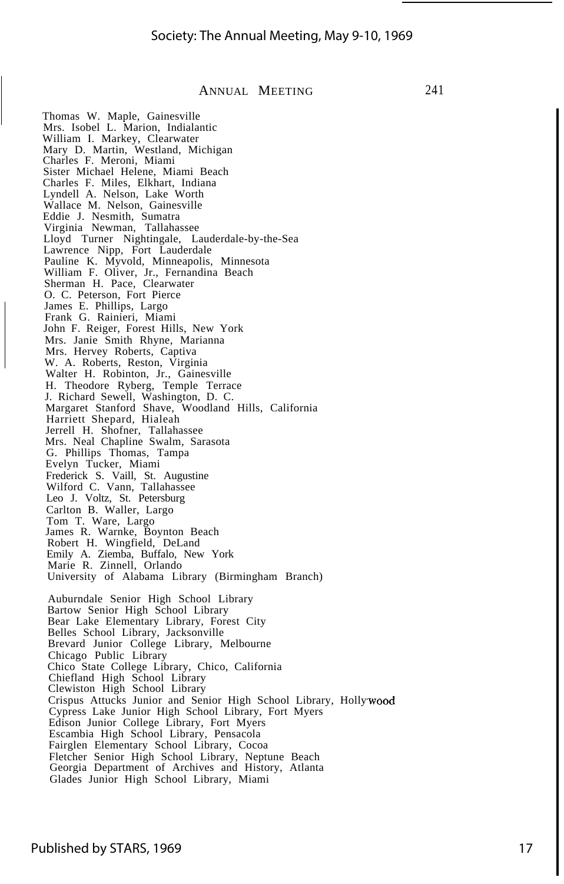Thomas W. Maple, Gainesville
Mrs. Isobel L. Marion, Indialantic
William I. Markey, Clearwater
Mary D. Martin, Westland, Michigan
Charles F. Meroni, Miami
Sister Michael Helene, Miami Beach
Charles F. Miles, Elkhart, Indiana
Lyndell A. Nelson, Lake Worth
Wallace M. Nelson, Gainesville
Eddie J. Nesmith, Sumatra
Virginia Newman, Tallahassee
Lloyd Turner Nightingale, Lauderdale-by-the-Sea
Lawrence Nipp, Fort Lauderdale
Pauline K. Myvold, Minneapolis, Minnesota
William F. Oliver, Jr., Fernandina Beach
Sherman H. Pace, Clearwater
O. C. Peterson, Fort Pierce
James E. Phillips, Largo
Frank G. Rainieri, Miami
John F. Reiger, Forest Hills, New York
Mrs. Janie Smith Rhyne, Marianna
Mrs. Hervey Roberts, Captiva
W. A. Roberts, Reston, Virginia
Walter H. Robinton, Jr., Gainesville
H. Theodore Ryberg, Temple Terrace
J. Richard Sewell, Washington, D. C.
Margaret Stanford Shave, Woodland Hills, California
Harriett Shepard, Hialeah
Jerrell H. Shofner, Tallahassee
Mrs. Neal Chapline Swalm, Sarasota
G. Phillips Thomas, Tampa
Evelyn Tucker, Miami
Frederick S. Vaill, St. Augustine
Wilford C. Vann, Tallahassee
Leo J. Voltz, St. Petersburg
Carlton B. Waller, Largo
Tom T. Ware, Largo
James R. Warnke, Boynton Beach
Robert H. Wingfield, DeLand
Emily A. Ziemba, Buffalo, New York
Marie R. Zinnell, Orlando
University of Alabama Library (Birmingham Branch)

Auburndale Senior High School Library
Bartow Senior High School Library
Bear Lake Elementary Library, Forest City
Belles School Library, Jacksonville
Brevard Junior College Library, Melbourne
Chicago Public Library
Chico State College Library, Chico, California
Chiefland High School Library
Clewiston High School Library
Crispus Attucks Junior and Senior High School Library, Hollywood
Cypress Lake Junior High School Library, Fort Myers
Edison Junior College Library, Fort Myers
Escambia High School Library, Pensacola
Fairglen Elementary School Library, Cocoa
Fletcher Senior High School Library, Neptune Beach
Georgia Department of Archives and History, Atlanta
Glades Junior High School Library, Miami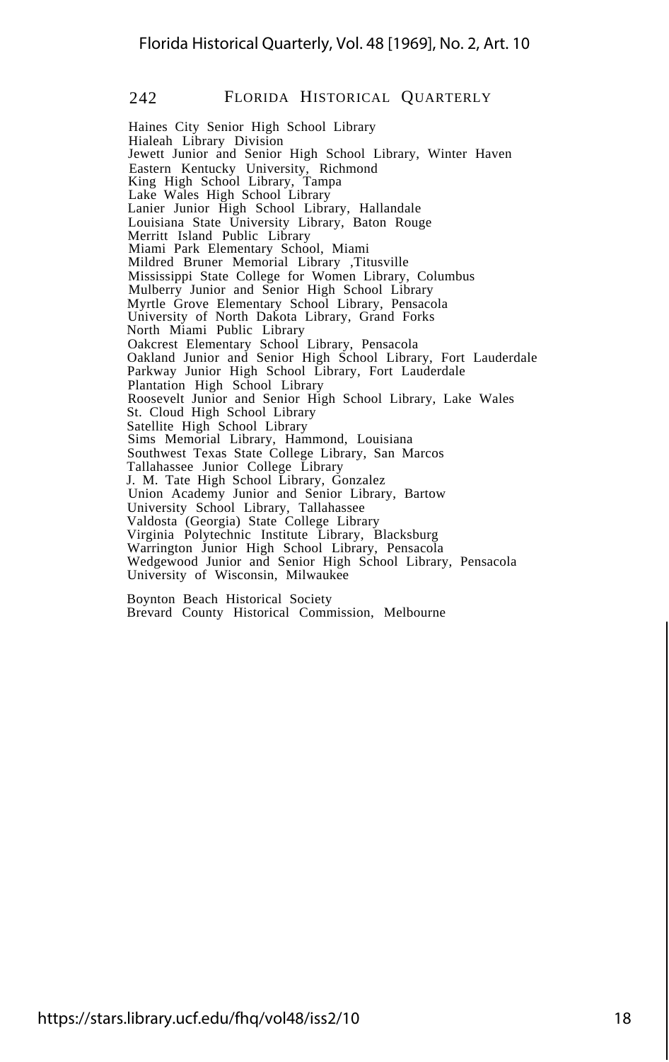Haines City Senior High School Library
Hialeah Library Division
Jewett Junior and Senior High School Library, Winter Haven
Eastern Kentucky University, Richmond
King High School Library, Tampa
Lake Wales High School Library
Lanier Junior High School Library, Hallandale
Louisiana State University Library, Baton Rouge
Merritt Island Public Library
Miami Park Elementary School, Miami
Mildred Bruner Memorial Library ,Titusville
Mississippi State College for Women Library, Columbus
Mulberry Junior and Senior High School Library
Myrtle Grove Elementary School Library, Pensacola
University of North Dakota Library, Grand Forks
North Miami Public Library
Oakcrest Elementary School Library, Pensacola
Oakland Junior and Senior High School Library, Fort Lauderdale
Parkway Junior High School Library, Fort Lauderdale
Plantation High School Library
Roosevelt Junior and Senior High School Library, Lake Wales
St. Cloud High School Library
Satellite High School Library
Sims Memorial Library, Hammond, Louisiana
Southwest Texas State College Library, San Marcos
Tallahassee Junior College Library
J. M. Tate High School Library, Gonzalez
Union Academy Junior and Senior Library, Bartow
University School Library, Tallahassee
Valdosta (Georgia) State College Library
Virginia Polytechnic Institute Library, Blacksburg
Warrington Junior High School Library, Pensacola
Wedgewood Junior and Senior High School Library, Pensacola
University of Wisconsin, Milwaukee

Boynton Beach Historical Society
Brevard County Historical Commission, Melbourne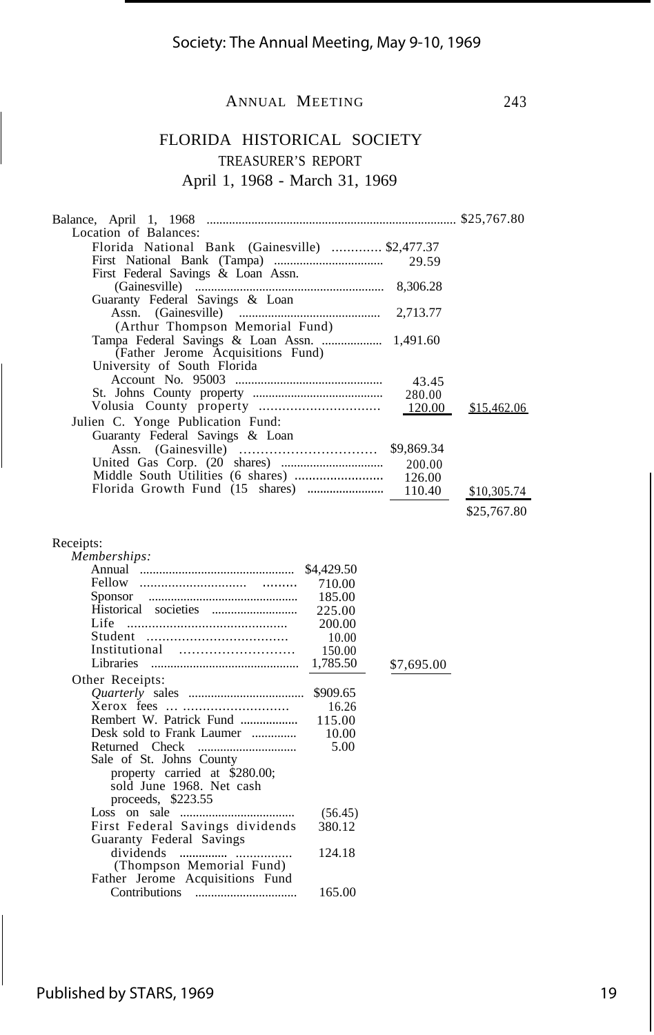# FLORIDA HISTORICAL SOCIETY

## TREASURER'S REPORT

### April 1, 1968 - March 31, 1969

| | | | |
|---|---|---|---|
| Balance, April 1, 1968 | | | $25,767.80 |
| Location of Balances: | | | |
| Florida National Bank (Gainesville) | | $2,477.37 | |
| First National Bank (Tampa) | | 29.59 | |
| First Federal Savings & Loan Assn. (Gainesville) | | 8,306.28 | |
| Guaranty Federal Savings & Loan Assn. (Gainesville) (Arthur Thompson Memorial Fund) | | 2,713.77 | |
| Tampa Federal Savings & Loan Assn. (Father Jerome Acquisitions Fund) | | 1,491.60 | |
| University of South Florida Account No. 95003 | | 43.45 | |
| St. Johns County property | | 280.00 | |
| Volusia County property | | 120.00 | $15,462.06 |
| Julien C. Yonge Publication Fund: | | | |
| Guaranty Federal Savings & Loan Assn. (Gainesville) | | $9,869.34 | |
| United Gas Corp. (20 shares) | | 200.00 | |
| Middle South Utilities (6 shares) | | 126.00 | |
| Florida Growth Fund (15 shares) | | 110.40 | $10,305.74 |
| | | | $25,767.80 |
| Receipts: | | | |
| *Memberships:* | | | |
| Annual | $4,429.50 | | |
| Fellow | 710.00 | | |
| Sponsor | 185.00 | | |
| Historical societies | 225.00 | | |
| Life | 200.00 | | |
| Student | 10.00 | | |
| Institutional | 150.00 | | |
| Libraries | 1,785.50 | $7,695.00 | |
| Other Receipts: | | | |
| *Quarterly* sales | $909.65 | | |
| Xerox fees | 16.26 | | |
| Rembert W. Patrick Fund | 115.00 | | |
| Desk sold to Frank Laumer | 10.00 | | |
| Returned Check | 5.00 | | |
| Sale of St. Johns County property carried at $280.00; sold June 1968. Net cash proceeds, $223.55 | | | |
| Loss on sale | (56.45) | | |
| First Federal Savings dividends | 380.12 | | |
| Guaranty Federal Savings dividends (Thompson Memorial Fund) | 124.18 | | |
| Father Jerome Acquisitions Fund Contributions | 165.00 | | |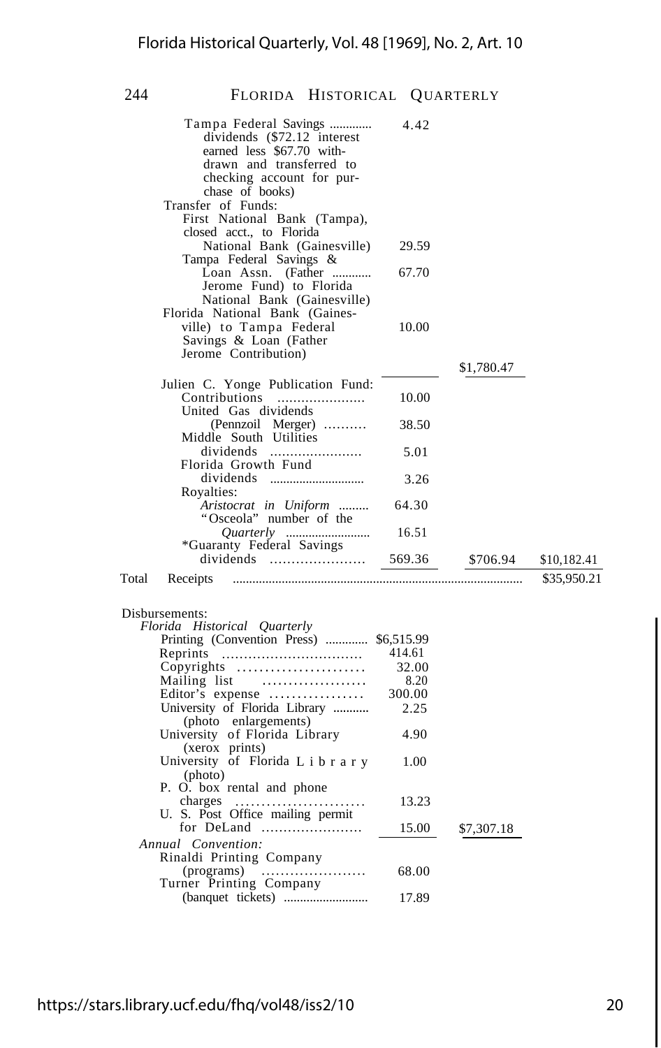| | | | |
|---|---|---|---|
| Tampa Federal Savings dividends ($72.12 interest earned less $67.70 withdrawn and transferred to checking account for purchase of books) | 4.42 | | |
| Transfer of Funds: | | | |
| First National Bank (Tampa), closed acct., to Florida National Bank (Gainesville) | 29.59 | | |
| Tampa Federal Savings & Loan Assn. (Father Jerome Fund) to Florida National Bank (Gainesville) | 67.70 | | |
| Florida National Bank (Gainesville) to Tampa Federal Savings & Loan (Father Jerome Contribution) | 10.00 | | |
| | | $1,780.47 | |
| Julien C. Yonge Publication Fund: | | | |
| Contributions | 10.00 | | |
| United Gas dividends (Pennzoil Merger) | 38.50 | | |
| Middle South Utilities dividends | 5.01 | | |
| Florida Growth Fund dividends | 3.26 | | |
| Royalties: | | | |
| *Aristocrat in Uniform* | 64.30 | | |
| "Osceola" number of the *Quarterly* | 16.51 | | |
| *Guaranty Federal Savings dividends | 569.36 | $706.94 | $10,182.41 |
| Total Receipts | | | $35,950.21 |

Disbursements:

| | | |
|---|---|---|
| *Florida Historical Quarterly* | | |
| Printing (Convention Press) | $6,515.99 | |
| Reprints | 414.61 | |
| Copyrights | 32.00 | |
| Mailing list | 8.20 | |
| Editor's expense | 300.00 | |
| University of Florida Library (photo enlargements) | 2.25 | |
| University of Florida Library (xerox prints) | 4.90 | |
| University of Florida Library (photo) | 1.00 | |
| P. O. box rental and phone charges | 13.23 | |
| U. S. Post Office mailing permit for DeLand | 15.00 | $7,307.18 |
| *Annual Convention:* | | |
| Rinaldi Printing Company (programs) | 68.00 | |
| Turner Printing Company (banquet tickets) | 17.89 | |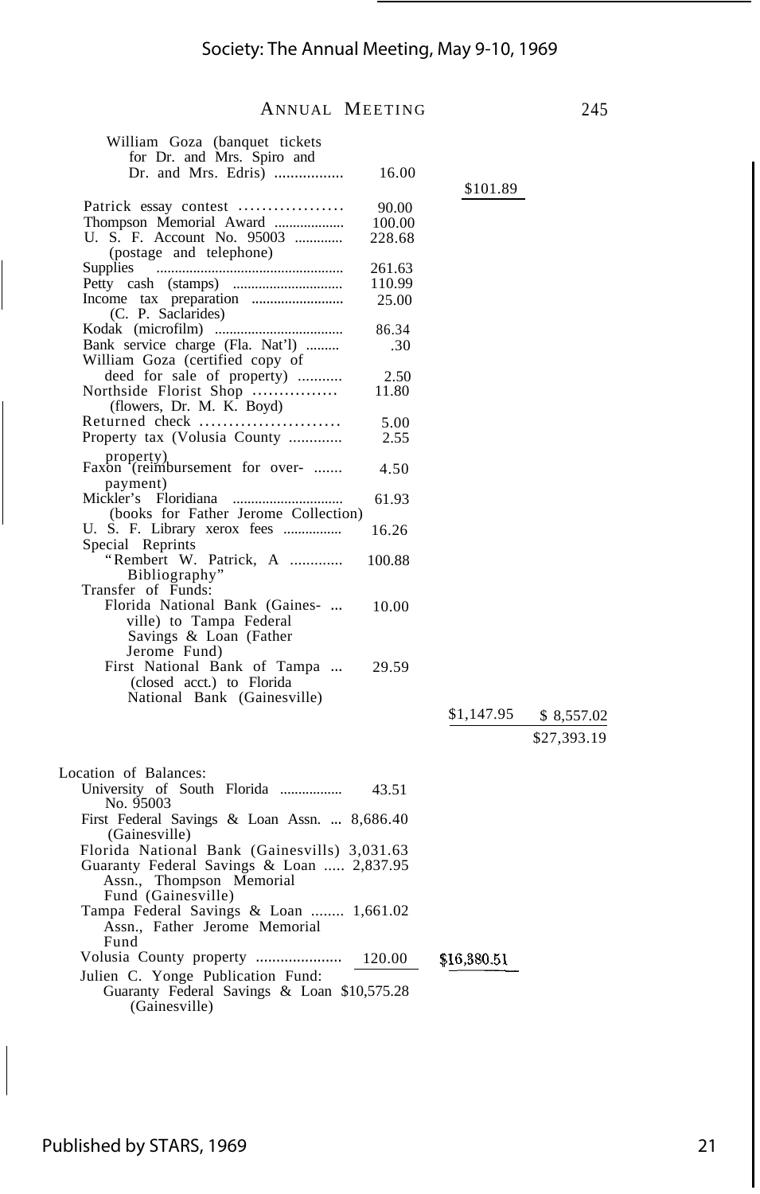| | | | |
|---|---|---|---|
| William Goza (banquet tickets for Dr. and Mrs. Spiro and Dr. and Mrs. Edris) | 16.00 | | |
| | | $101.89 | |
| Patrick essay contest | 90.00 | | |
| Thompson Memorial Award | 100.00 | | |
| U. S. F. Account No. 95003 (postage and telephone) | 228.68 | | |
| Supplies | 261.63 | | |
| Petty cash (stamps) | 110.99 | | |
| Income tax preparation (C. P. Saclarides) | 25.00 | | |
| Kodak (microfilm) | 86.34 | | |
| Bank service charge (Fla. Nat'l) | .30 | | |
| William Goza (certified copy of deed for sale of property) | 2.50 | | |
| Northside Florist Shop (flowers, Dr. M. K. Boyd) | 11.80 | | |
| Returned check | 5.00 | | |
| Property tax (Volusia County property) | 2.55 | | |
| Faxon (reimbursement for over-payment) | 4.50 | | |
| Mickler's Floridiana (books for Father Jerome Collection) | 61.93 | | |
| U. S. F. Library xerox fees | 16.26 | | |
| Special Reprints "Rembert W. Patrick, A Bibliography" | 100.88 | | |
| Transfer of Funds: Florida National Bank (Gainesville) to Tampa Federal Savings & Loan (Father Jerome Fund) | 10.00 | | |
| First National Bank of Tampa (closed acct.) to Florida National Bank (Gainesville) | 29.59 | | |
| | | $1,147.95 | $ 8,557.02 |
| | | | $27,393.19 |

Location of Balances:

| | | |
|---|---|---|
| University of South Florida No. 95003 | 43.51 | |
| First Federal Savings & Loan Assn. (Gainesville) | 8,686.40 | |
| Florida National Bank (Gainesvills) | 3,031.63 | |
| Guaranty Federal Savings & Loan Assn., Thompson Memorial Fund (Gainesville) | 2,837.95 | |
| Tampa Federal Savings & Loan Assn., Father Jerome Memorial Fund | 1,661.02 | |
| Volusia County property | 120.00 | $16,380.51 |
| Julien C. Yonge Publication Fund: Guaranty Federal Savings & Loan (Gainesville) | $10,575.28 | |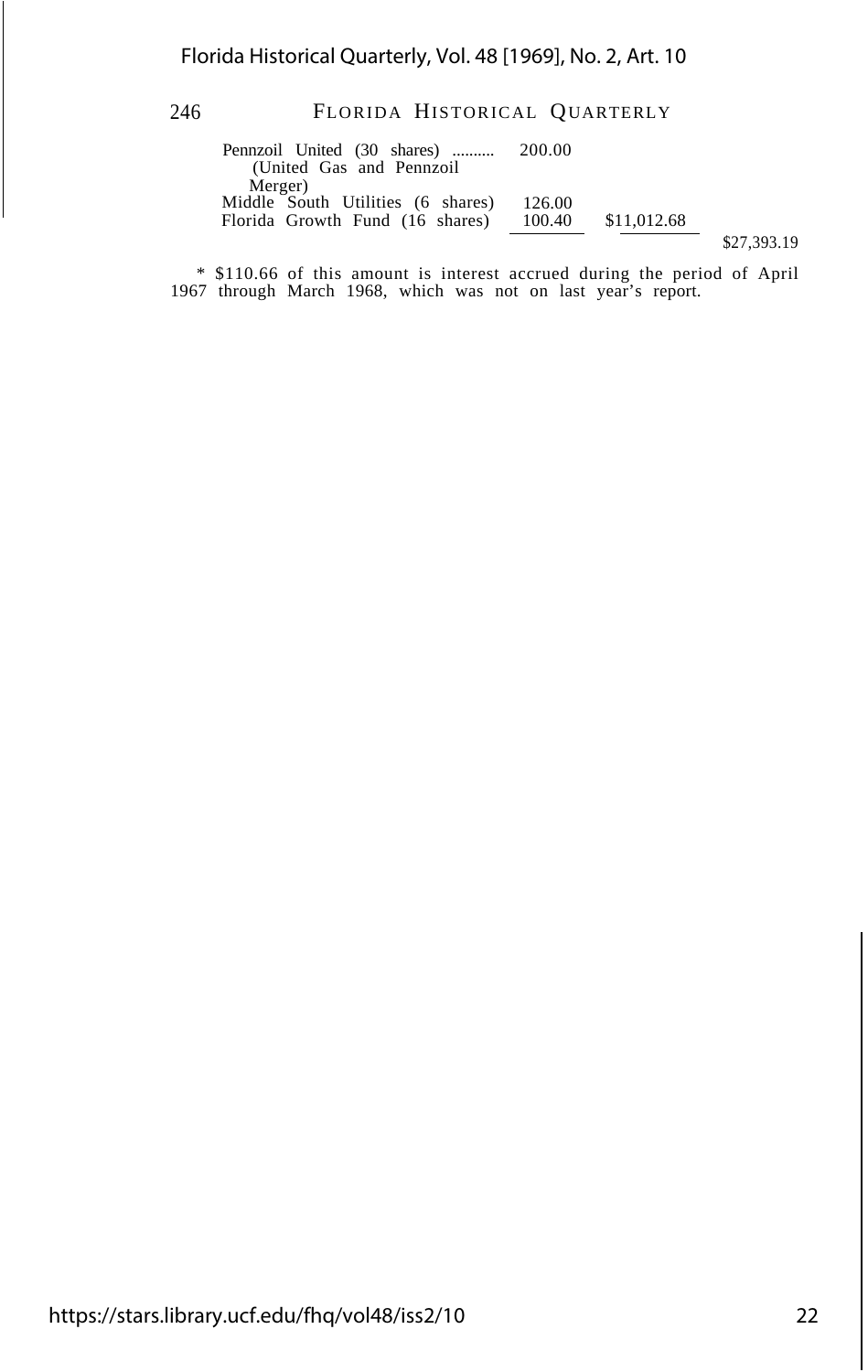| | | | |
|---|---|---|---|
| Pennzoil United (30 shares) .......... (United Gas and Pennzoil Merger) | 200.00 | | |
| Middle South Utilities (6 shares) | 126.00 | | |
| Florida Growth Fund (16 shares) | 100.40 | \$11,012.68 | |
| | | | \$27,393.19 |

* \$110.66 of this amount is interest accrued during the period of April 1967 through March 1968, which was not on last year's report.